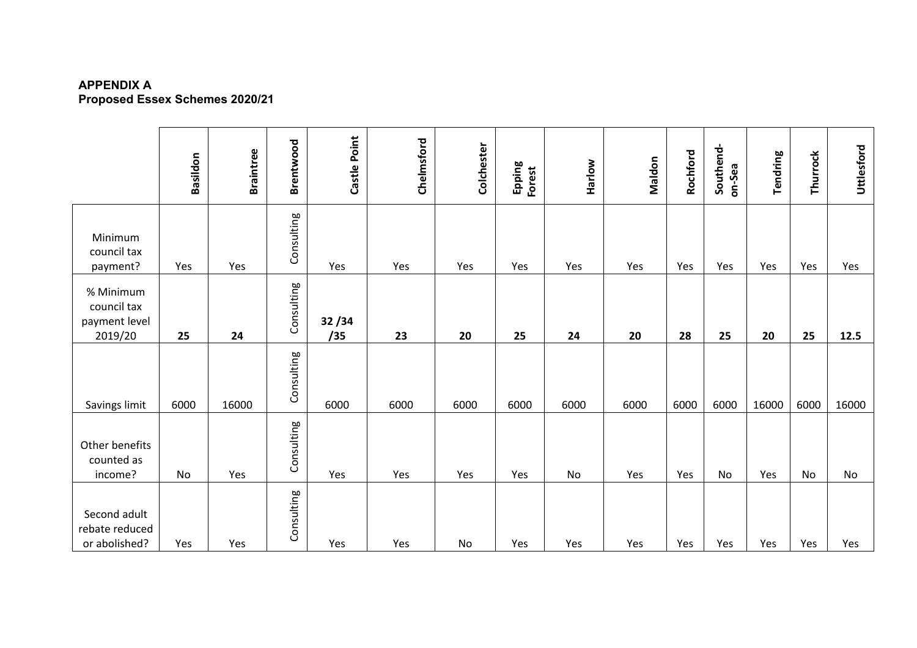**APPENDIX A**
**Proposed Essex Schemes 2020/21**

| | Basildon | Braintree | Brentwood | Castle Point | Chelmsford | Colchester | Epping Forest | Harlow | Maldon | Rochford | Southend-on-Sea | Tendring | Thurrock | Uttlesford |
|---|---|---|---|---|---|---|---|---|---|---|---|---|---|---|
| Minimum council tax payment? | Yes | Yes | Consulting | Yes | Yes | Yes | Yes | Yes | Yes | Yes | Yes | Yes | Yes | Yes |
| % Minimum council tax payment level 2019/20 | **25** | **24** | Consulting | **32 /34 /35** | **23** | **20** | **25** | **24** | **20** | **28** | **25** | **20** | **25** | **12.5** |
| Savings limit | 6000 | 16000 | Consulting | 6000 | 6000 | 6000 | 6000 | 6000 | 6000 | 6000 | 6000 | 16000 | 6000 | 16000 |
| Other benefits counted as income? | No | Yes | Consulting | Yes | Yes | Yes | Yes | No | Yes | Yes | No | Yes | No | No |
| Second adult rebate reduced or abolished? | Yes | Yes | Consulting | Yes | Yes | No | Yes | Yes | Yes | Yes | Yes | Yes | Yes | Yes |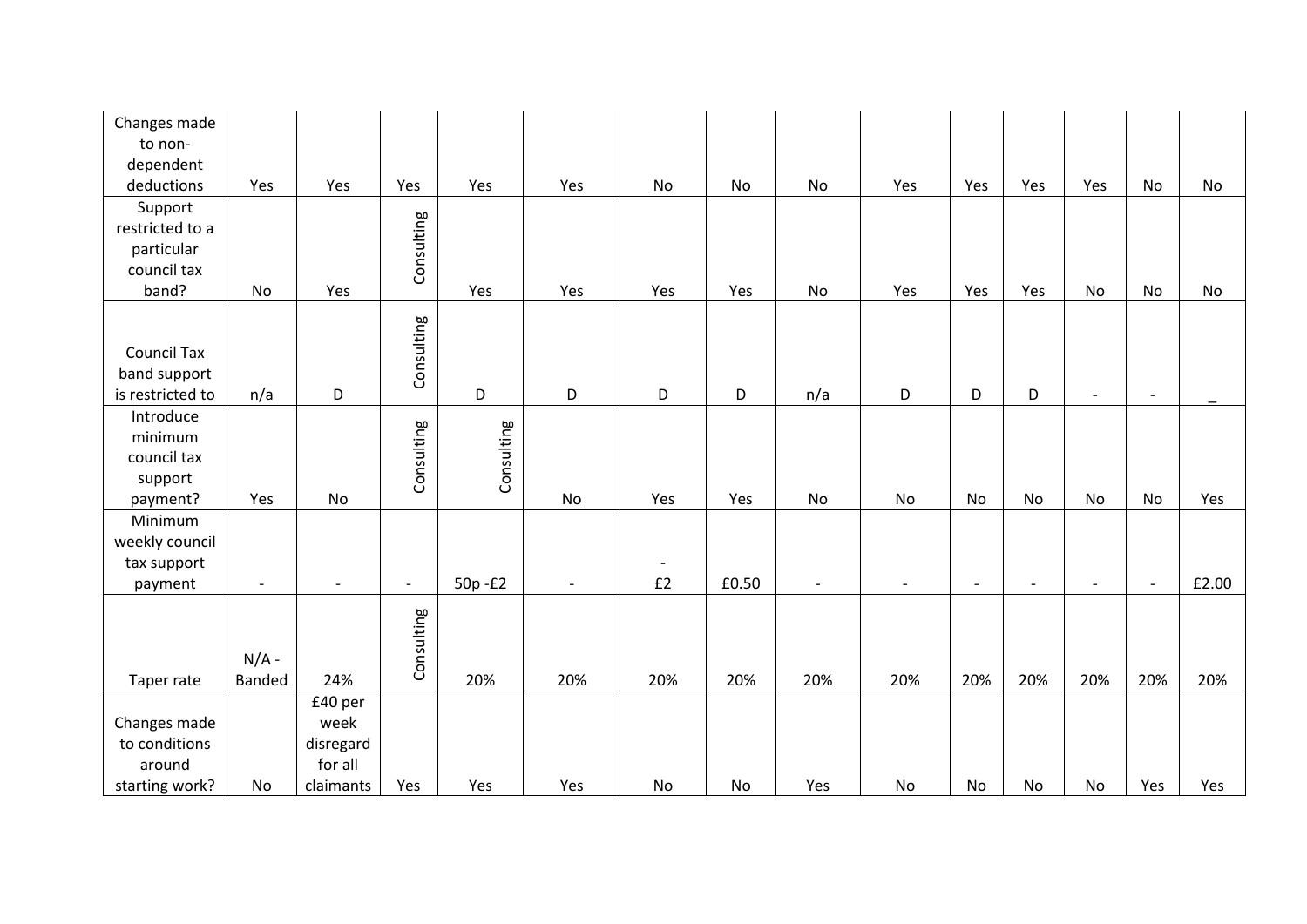| | | | | | | | | | | | | | | |
|---|---|---|---|---|---|---|---|---|---|---|---|---|---|---|
| Changes made to non-dependent deductions | Yes | Yes | Yes | Yes | Yes | No | No | No | Yes | Yes | Yes | Yes | No | No |
| Support restricted to a particular council tax band? | No | Yes | Consulting | Yes | Yes | Yes | Yes | No | Yes | Yes | Yes | No | No | No |
| Council Tax band support is restricted to | n/a | D | Consulting | D | D | D | D | n/a | D | D | D | - | - | _ |
| Introduce minimum council tax support payment? | Yes | No | Consulting | Consulting | No | Yes | Yes | No | No | No | No | No | No | Yes |
| Minimum weekly council tax support payment | - | - | - | 50p -£2 | - | - £2 | £0.50 | - | - | - | - | - | - | £2.00 |
| Taper rate | N/A - Banded | 24% | Consulting | 20% | 20% | 20% | 20% | 20% | 20% | 20% | 20% | 20% | 20% | 20% |
| Changes made to conditions around starting work? | No | £40 per week disregard for all claimants | Yes | Yes | Yes | No | No | Yes | No | No | No | No | Yes | Yes |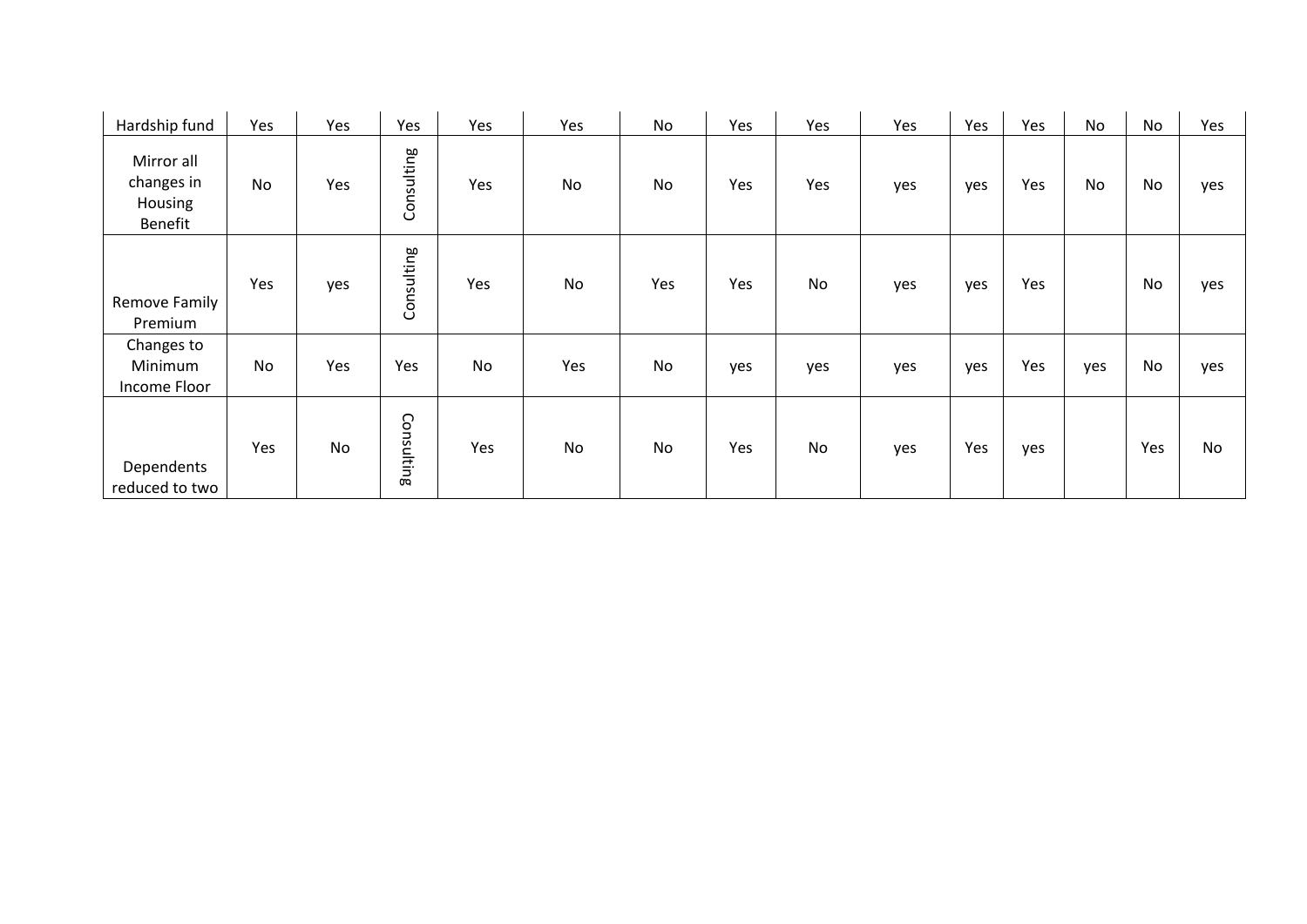| | | | | | | | | | | | | | | |
|---|---|---|---|---|---|---|---|---|---|---|---|---|---|---|
| Hardship fund | Yes | Yes | Yes | Yes | Yes | No | Yes | Yes | Yes | Yes | Yes | No | No | Yes |
| Mirror all changes in Housing Benefit | No | Yes | Consulting | Yes | No | No | Yes | Yes | yes | yes | Yes | No | No | yes |
| Remove Family Premium | Yes | yes | Consulting | Yes | No | Yes | Yes | No | yes | yes | Yes | | No | yes |
| Changes to Minimum Income Floor | No | Yes | Yes | No | Yes | No | yes | yes | yes | yes | Yes | yes | No | yes |
| Dependents reduced to two | Yes | No | Consulting | Yes | No | No | Yes | No | yes | Yes | yes | | Yes | No |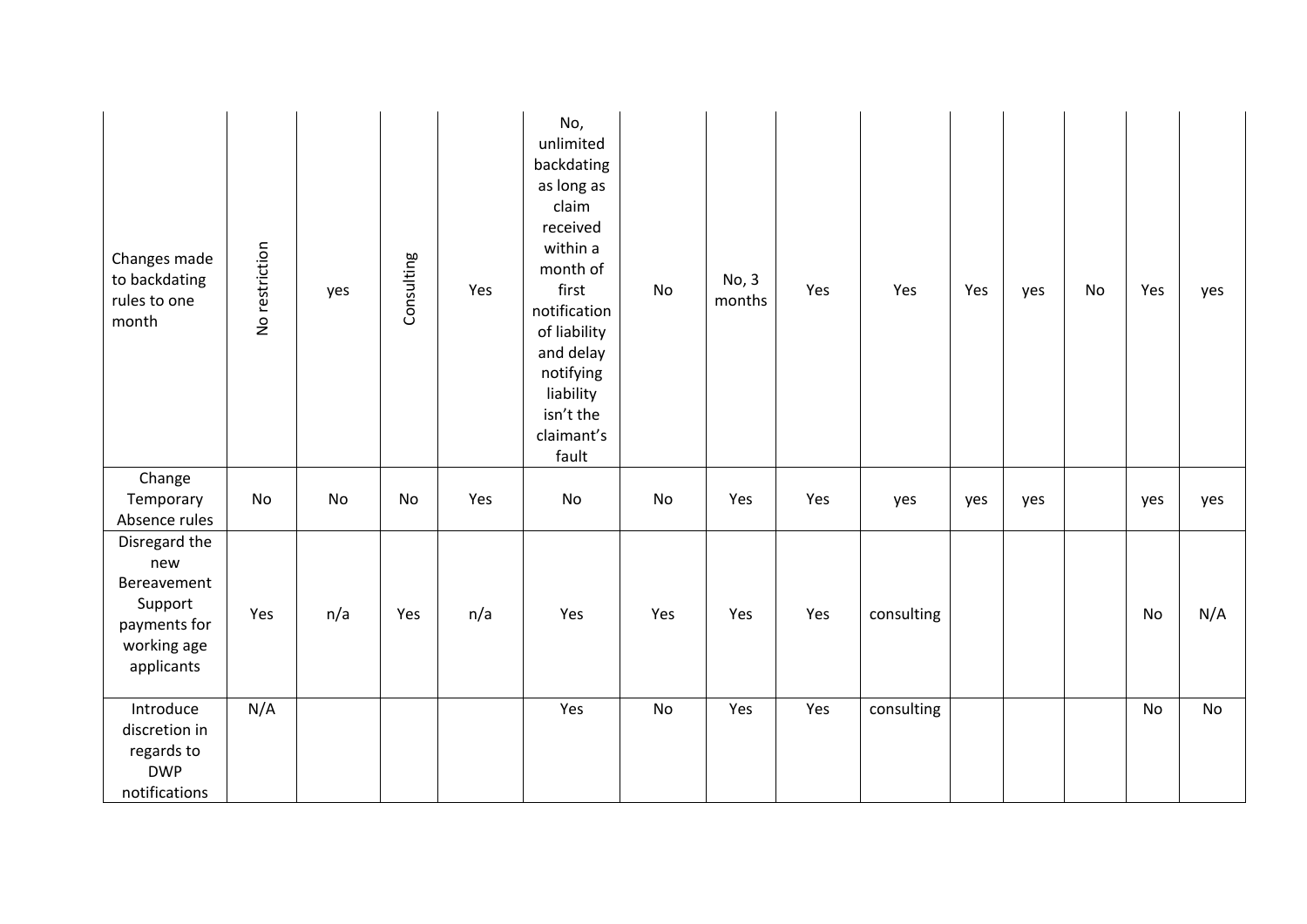| | | | | | | | | | | | | | | |
|---|---|---|---|---|---|---|---|---|---|---|---|---|---|---|
| Changes made to backdating rules to one month | No restriction | yes | Consulting | Yes | No, unlimited backdating as long as claim received within a month of first notification of liability and delay notifying liability isn't the claimant's fault | No | No, 3 months | Yes | Yes | Yes | yes | No | Yes | yes |
| Change Temporary Absence rules | No | No | No | Yes | No | No | Yes | Yes | yes | yes | yes | | yes | yes |
| Disregard the new Bereavement Support payments for working age applicants | Yes | n/a | Yes | n/a | Yes | Yes | Yes | Yes | consulting | | | | No | N/A |
| Introduce discretion in regards to DWP notifications | N/A | | | | Yes | No | Yes | Yes | consulting | | | | No | No |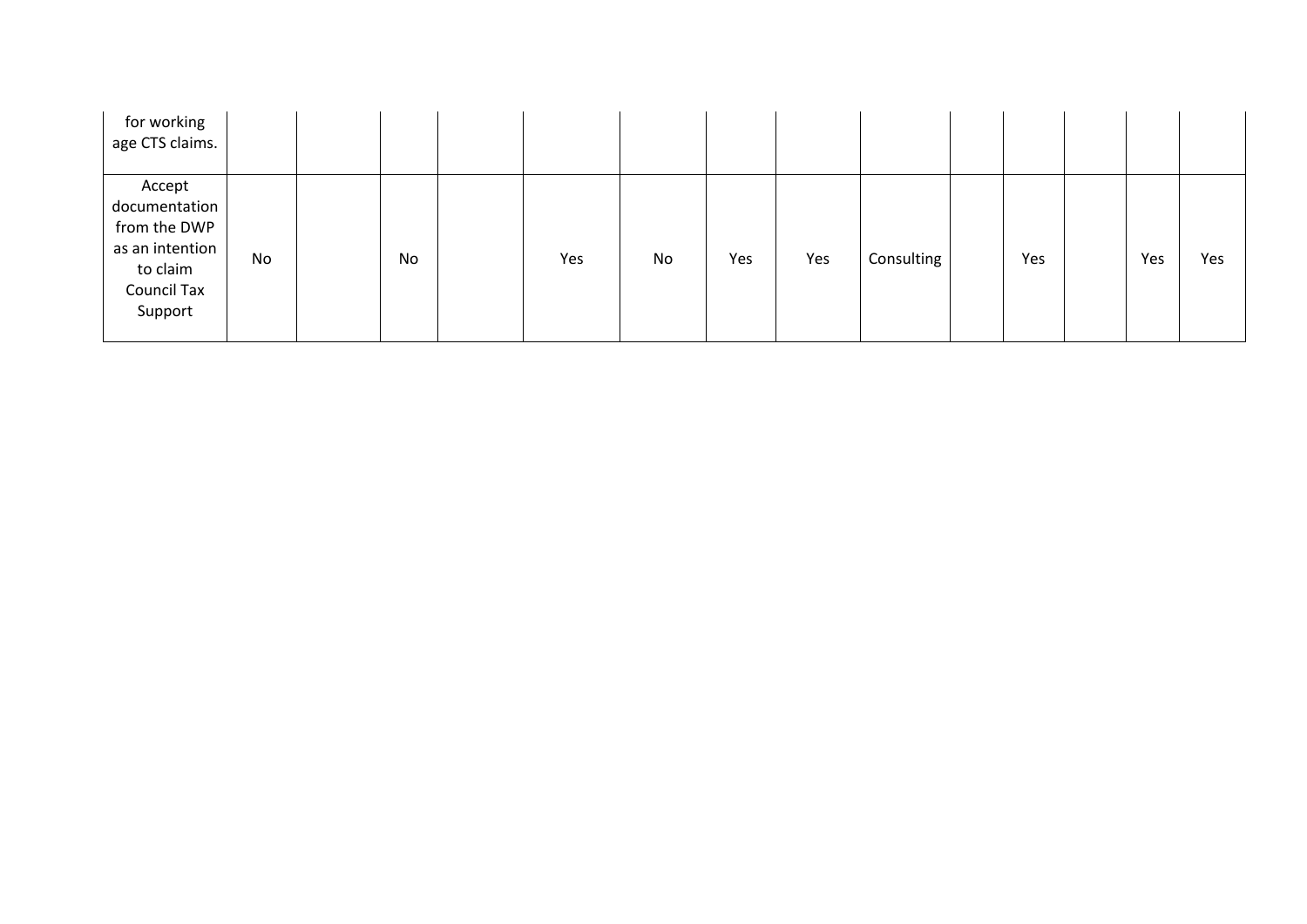| | | | | | | | | | | | | | | |
|---|---|---|---|---|---|---|---|---|---|---|---|---|---|---|
| for working age CTS claims. | | | | | | | | | | | | | | |
| Accept documentation from the DWP as an intention to claim Council Tax Support | No | | No | | Yes | No | Yes | Yes | Consulting | | Yes | | Yes | Yes |